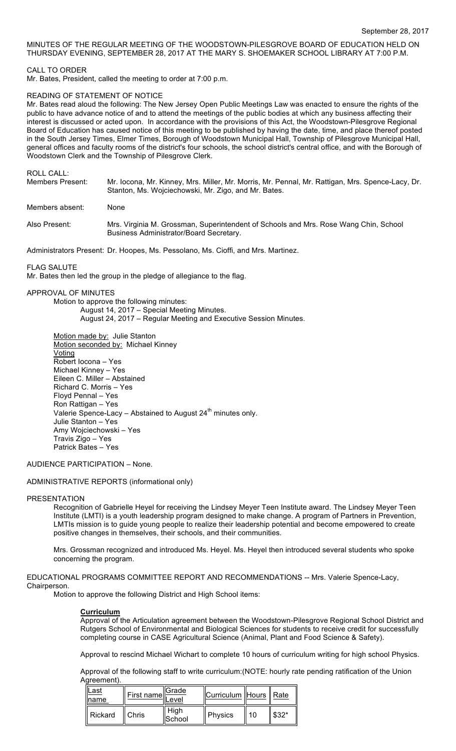September 28, 2017

MINUTES OF THE REGULAR MEETING OF THE WOODSTOWN-PILESGROVE BOARD OF EDUCATION HELD ON THURSDAY EVENING, SEPTEMBER 28, 2017 AT THE MARY S. SHOEMAKER SCHOOL LIBRARY AT 7:00 P.M.

CALL TO ORDER

Mr. Bates, President, called the meeting to order at 7:00 p.m.

READING OF STATEMENT OF NOTICE

Mr. Bates read aloud the following: The New Jersey Open Public Meetings Law was enacted to ensure the rights of the public to have advance notice of and to attend the meetings of the public bodies at which any business affecting their interest is discussed or acted upon. In accordance with the provisions of this Act, the Woodstown-Pilesgrove Regional Board of Education has caused notice of this meeting to be published by having the date, time, and place thereof posted in the South Jersey Times, Elmer Times, Borough of Woodstown Municipal Hall, Township of Pilesgrove Municipal Hall, general offices and faculty rooms of the district's four schools, the school district's central office, and with the Borough of Woodstown Clerk and the Township of Pilesgrove Clerk.

ROLL CALL:

Members Present: Mr. Iocona, Mr. Kinney, Mrs. Miller, Mr. Morris, Mr. Pennal, Mr. Rattigan, Mrs. Spence-Lacy, Dr. Stanton, Ms. Wojciechowski, Mr. Zigo, and Mr. Bates.

Members absent: None

Also Present: Mrs. Virginia M. Grossman, Superintendent of Schools and Mrs. Rose Wang Chin, School Business Administrator/Board Secretary.

Administrators Present: Dr. Hoopes, Ms. Pessolano, Ms. Cioffi, and Mrs. Martinez.

FLAG SALUTE

Mr. Bates then led the group in the pledge of allegiance to the flag.

APPROVAL OF MINUTES

Motion to approve the following minutes:
August 14, 2017 – Special Meeting Minutes.
August 24, 2017 – Regular Meeting and Executive Session Minutes.

Motion made by: Julie Stanton
Motion seconded by: Michael Kinney
Voting
Robert Iocona – Yes
Michael Kinney – Yes
Eileen C. Miller – Abstained
Richard C. Morris – Yes
Floyd Pennal – Yes
Ron Rattigan – Yes
Valerie Spence-Lacy – Abstained to August 24th minutes only.
Julie Stanton – Yes
Amy Wojciechowski – Yes
Travis Zigo – Yes
Patrick Bates – Yes

AUDIENCE PARTICIPATION – None.

ADMINISTRATIVE REPORTS (informational only)

PRESENTATION

Recognition of Gabrielle Heyel for receiving the Lindsey Meyer Teen Institute award. The Lindsey Meyer Teen Institute (LMTI) is a youth leadership program designed to make change. A program of Partners in Prevention, LMTIs mission is to guide young people to realize their leadership potential and become empowered to create positive changes in themselves, their schools, and their communities.

Mrs. Grossman recognized and introduced Ms. Heyel. Ms. Heyel then introduced several students who spoke concerning the program.

EDUCATIONAL PROGRAMS COMMITTEE REPORT AND RECOMMENDATIONS -- Mrs. Valerie Spence-Lacy, Chairperson.

Motion to approve the following District and High School items:

**Curriculum**

Approval of the Articulation agreement between the Woodstown-Pilesgrove Regional School District and Rutgers School of Environmental and Biological Sciences for students to receive credit for successfully completing course in CASE Agricultural Science (Animal, Plant and Food Science & Safety).

Approval to rescind Michael Wichart to complete 10 hours of curriculum writing for high school Physics.

Approval of the following staff to write curriculum:(NOTE: hourly rate pending ratification of the Union Agreement).

| Last name | First name | Grade Level | Curriculum | Hours | Rate |
|---|---|---|---|---|---|
| Rickard | Chris | High School | Physics | 10 | $32* |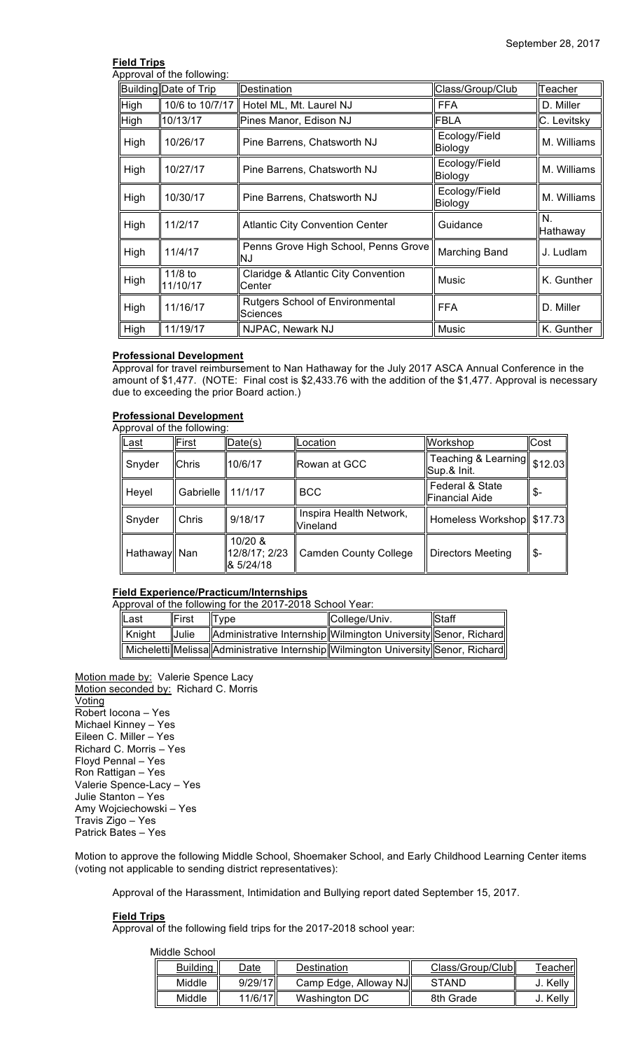September 28, 2017

**Field Trips**

Approval of the following:

| Building | Date of Trip | Destination | Class/Group/Club | Teacher |
|---|---|---|---|---|
| High | 10/6 to 10/7/17 | Hotel ML, Mt. Laurel NJ | FFA | D. Miller |
| High | 10/13/17 | Pines Manor, Edison NJ | FBLA | C. Levitsky |
| High | 10/26/17 | Pine Barrens, Chatsworth NJ | Ecology/Field Biology | M. Williams |
| High | 10/27/17 | Pine Barrens, Chatsworth NJ | Ecology/Field Biology | M. Williams |
| High | 10/30/17 | Pine Barrens, Chatsworth NJ | Ecology/Field Biology | M. Williams |
| High | 11/2/17 | Atlantic City Convention Center | Guidance | N. Hathaway |
| High | 11/4/17 | Penns Grove High School, Penns Grove NJ | Marching Band | J. Ludlam |
| High | 11/8 to 11/10/17 | Claridge & Atlantic City Convention Center | Music | K. Gunther |
| High | 11/16/17 | Rutgers School of Environmental Sciences | FFA | D. Miller |
| High | 11/19/17 | NJPAC, Newark NJ | Music | K. Gunther |

**Professional Development**

Approval for travel reimbursement to Nan Hathaway for the July 2017 ASCA Annual Conference in the amount of $1,477. (NOTE: Final cost is $2,433.76 with the addition of the $1,477. Approval is necessary due to exceeding the prior Board action.)

**Professional Development**

Approval of the following:

| Last | First | Date(s) | Location | Workshop | Cost |
|---|---|---|---|---|---|
| Snyder | Chris | 10/6/17 | Rowan at GCC | Teaching & Learning Sup.& Init. | $12.03 |
| Heyel | Gabrielle | 11/1/17 | BCC | Federal & State Financial Aide | $- |
| Snyder | Chris | 9/18/17 | Inspira Health Network, Vineland | Homeless Workshop | $17.73 |
| Hathaway | Nan | 10/20 & 12/8/17; 2/23 & 5/24/18 | Camden County College | Directors Meeting | $- |

**Field Experience/Practicum/Internships**

Approval of the following for the 2017-2018 School Year:

| Last | First | Type | College/Univ. | Staff |
|---|---|---|---|---|
| Knight | Julie | Administrative Internship | Wilmington University | Senor, Richard |
| Micheletti | Melissa | Administrative Internship | Wilmington University | Senor, Richard |

Motion made by: Valerie Spence Lacy
Motion seconded by: Richard C. Morris
Voting
Robert Iocona – Yes
Michael Kinney – Yes
Eileen C. Miller – Yes
Richard C. Morris – Yes
Floyd Pennal – Yes
Ron Rattigan – Yes
Valerie Spence-Lacy – Yes
Julie Stanton – Yes
Amy Wojciechowski – Yes
Travis Zigo – Yes
Patrick Bates – Yes

Motion to approve the following Middle School, Shoemaker School, and Early Childhood Learning Center items (voting not applicable to sending district representatives):

Approval of the Harassment, Intimidation and Bullying report dated September 15, 2017.

**Field Trips**

Approval of the following field trips for the 2017-2018 school year:

Middle School

| Building | Date | Destination | Class/Group/Club | Teacher |
|---|---|---|---|---|
| Middle | 9/29/17 | Camp Edge, Alloway NJ | STAND | J. Kelly |
| Middle | 11/6/17 | Washington DC | 8th Grade | J. Kelly |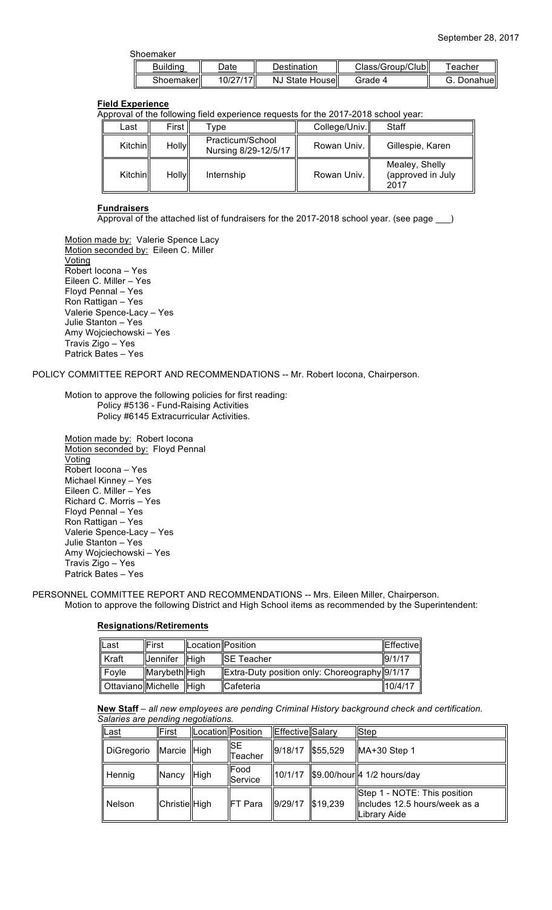Shoemaker

| Building | Date | Destination | Class/Group/Club | Teacher |
|---|---|---|---|---|
| Shoemaker | 10/27/17 | NJ State House | Grade 4 | G. Donahue |

**Field Experience**

Approval of the following field experience requests for the 2017-2018 school year:

| Last | First | Type | College/Univ. | Staff |
|---|---|---|---|---|
| Kitchin | Holly | Practicum/School Nursing 8/29-12/5/17 | Rowan Univ. | Gillespie, Karen |
| Kitchin | Holly | Internship | Rowan Univ. | Mealey, Shelly (approved in July 2017 |

**Fundraisers**

Approval of the attached list of fundraisers for the 2017-2018 school year. (see page ___)

Motion made by: Valerie Spence Lacy
Motion seconded by: Eileen C. Miller
Voting
Robert Iocona – Yes
Eileen C. Miller – Yes
Floyd Pennal – Yes
Ron Rattigan – Yes
Valerie Spence-Lacy – Yes
Julie Stanton – Yes
Amy Wojciechowski – Yes
Travis Zigo – Yes
Patrick Bates – Yes

POLICY COMMITTEE REPORT AND RECOMMENDATIONS -- Mr. Robert Iocona, Chairperson.

Motion to approve the following policies for first reading:
Policy #5136 - Fund-Raising Activities
Policy #6145 Extracurricular Activities.

Motion made by: Robert Iocona
Motion seconded by: Floyd Pennal
Voting
Robert Iocona – Yes
Michael Kinney – Yes
Eileen C. Miller – Yes
Richard C. Morris – Yes
Floyd Pennal – Yes
Ron Rattigan – Yes
Valerie Spence-Lacy – Yes
Julie Stanton – Yes
Amy Wojciechowski – Yes
Travis Zigo – Yes
Patrick Bates – Yes

PERSONNEL COMMITTEE REPORT AND RECOMMENDATIONS -- Mrs. Eileen Miller, Chairperson.
Motion to approve the following District and High School items as recommended by the Superintendent:

**Resignations/Retirements**

| Last | First | Location | Position | Effective |
|---|---|---|---|---|
| Kraft | Jennifer | High | SE Teacher | 9/1/17 |
| Foyle | Marybeth | High | Extra-Duty position only: Choreography | 9/1/17 |
| Ottaviano | Michelle | High | Cafeteria | 10/4/17 |

**New Staff** – *all new employees are pending Criminal History background check and certification. Salaries are pending negotiations.*

| Last | First | Location | Position | Effective | Salary | Step |
|---|---|---|---|---|---|---|
| DiGregorio | Marcie | High | SE Teacher | 9/18/17 | $55,529 | MA+30 Step 1 |
| Hennig | Nancy | High | Food Service | 10/1/17 | $9.00/hour | 4 1/2 hours/day |
| Nelson | Christie | High | FT Para | 9/29/17 | $19,239 | Step 1 - NOTE: This position includes 12.5 hours/week as a Library Aide |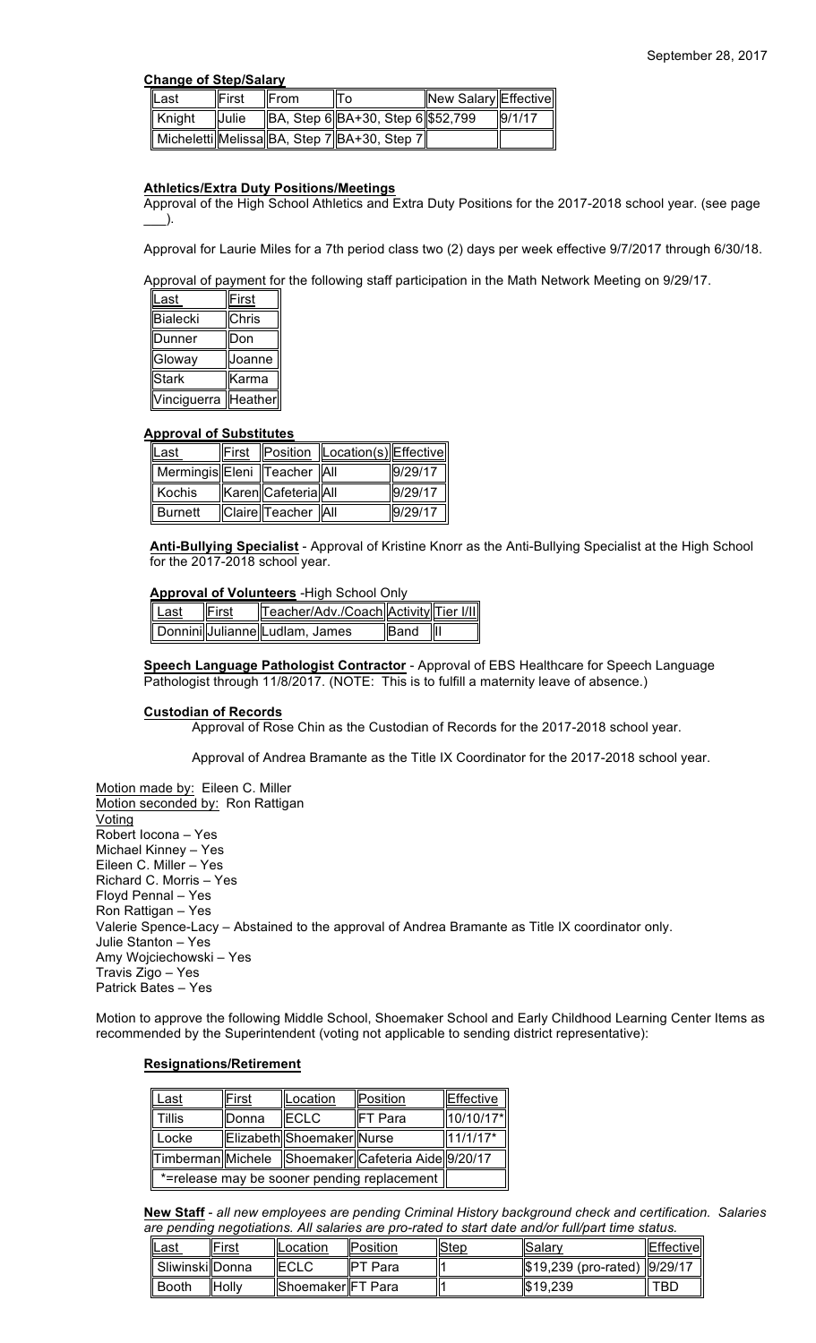September 28, 2017

**Change of Step/Salary**

| Last | First | From | To | New Salary | Effective |
|---|---|---|---|---|---|
| Knight | Julie | BA, Step 6 | BA+30, Step 6 | $52,799 | 9/1/17 |
| Micheletti | Melissa | BA, Step 7 | BA+30, Step 7 | | |

**Athletics/Extra Duty Positions/Meetings**

Approval of the High School Athletics and Extra Duty Positions for the 2017-2018 school year. (see page ___).

Approval for Laurie Miles for a 7th period class two (2) days per week effective 9/7/2017 through 6/30/18.

Approval of payment for the following staff participation in the Math Network Meeting on 9/29/17.

| Last | First |
|---|---|
| Bialecki | Chris |
| Dunner | Don |
| Gloway | Joanne |
| Stark | Karma |
| Vinciguerra | Heather |

**Approval of Substitutes**

| Last | First | Position | Location(s) | Effective |
|---|---|---|---|---|
| Mermingis | Eleni | Teacher | All | 9/29/17 |
| Kochis | Karen | Cafeteria | All | 9/29/17 |
| Burnett | Claire | Teacher | All | 9/29/17 |

**Anti-Bullying Specialist** - Approval of Kristine Knorr as the Anti-Bullying Specialist at the High School for the 2017-2018 school year.

**Approval of Volunteers** -High School Only

| Last | First | Teacher/Adv./Coach | Activity | Tier I/II |
|---|---|---|---|---|
| Donnini | Julianne | Ludlam, James | Band | II |

**Speech Language Pathologist Contractor** - Approval of EBS Healthcare for Speech Language Pathologist through 11/8/2017. (NOTE: This is to fulfill a maternity leave of absence.)

**Custodian of Records**

Approval of Rose Chin as the Custodian of Records for the 2017-2018 school year.

Approval of Andrea Bramante as the Title IX Coordinator for the 2017-2018 school year.

Motion made by: Eileen C. Miller
Motion seconded by: Ron Rattigan
Voting
Robert Iocona – Yes
Michael Kinney – Yes
Eileen C. Miller – Yes
Richard C. Morris – Yes
Floyd Pennal – Yes
Ron Rattigan – Yes
Valerie Spence-Lacy – Abstained to the approval of Andrea Bramante as Title IX coordinator only.
Julie Stanton – Yes
Amy Wojciechowski – Yes
Travis Zigo – Yes
Patrick Bates – Yes

Motion to approve the following Middle School, Shoemaker School and Early Childhood Learning Center Items as recommended by the Superintendent (voting not applicable to sending district representative):

**Resignations/Retirement**

| Last | First | Location | Position | Effective |
|---|---|---|---|---|
| Tillis | Donna | ECLC | FT Para | 10/10/17* |
| Locke | Elizabeth | Shoemaker | Nurse | 11/1/17* |
| Timberman | Michele | Shoemaker | Cafeteria Aide | 9/20/17 |
| *=release may be sooner pending replacement | | | | |

**New Staff** - *all new employees are pending Criminal History background check and certification. Salaries are pending negotiations. All salaries are pro-rated to start date and/or full/part time status.*

| Last | First | Location | Position | Step | Salary | Effective |
|---|---|---|---|---|---|---|
| Sliwinski | Donna | ECLC | PT Para | 1 | $19,239 (pro-rated) | 9/29/17 |
| Booth | Holly | Shoemaker | FT Para | 1 | $19,239 | TBD |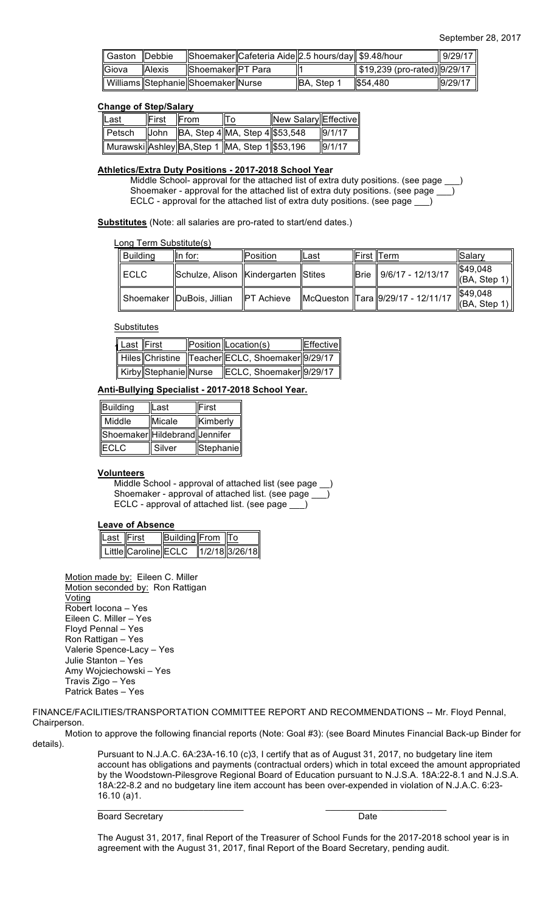September 28, 2017

| Gaston | Debbie | Shoemaker | Cafeteria Aide | 2.5 hours/day | $9.48/hour | 9/29/17 |
|---|---|---|---|---|---|---|
| Giova | Alexis | Shoemaker | PT Para | 1 | $19,239 (pro-rated) | 9/29/17 |
| Williams | Stephanie | Shoemaker | Nurse | BA, Step 1 | $54,480 | 9/29/17 |

**Change of Step/Salary**

| Last | First | From | To | New Salary | Effective |
|---|---|---|---|---|---|
| Petsch | John | BA, Step 4 | MA, Step 4 | $53,548 | 9/1/17 |
| Murawski | Ashley | BA, Step 1 | MA, Step 1 | $53,196 | 9/1/17 |

**Athletics/Extra Duty Positions - 2017-2018 School Year**

Middle School- approval for the attached list of extra duty positions. (see page ___)
Shoemaker - approval for the attached list of extra duty positions. (see page ___)
ECLC - approval for the attached list of extra duty positions. (see page ___)

**Substitutes** (Note: all salaries are pro-rated to start/end dates.)

Long Term Substitute(s)

| Building | In for: | Position | Last | First | Term | Salary |
|---|---|---|---|---|---|---|
| ECLC | Schulze, Alison | Kindergarten | Stites | Brie | 9/6/17 - 12/13/17 | $49,048 (BA, Step 1) |
| Shoemaker | DuBois, Jillian | PT Achieve | McQueston | Tara | 9/29/17 - 12/11/17 | $49,048 (BA, Step 1) |

Substitutes

| Last | First | Position | Location(s) | Effective |
|---|---|---|---|---|
| Hiles | Christine | Teacher | ECLC, Shoemaker | 9/29/17 |
| Kirby | Stephanie | Nurse | ECLC, Shoemaker | 9/29/17 |

**Anti-Bullying Specialist - 2017-2018 School Year.**

| Building | Last | First |
|---|---|---|
| Middle | Micale | Kimberly |
| Shoemaker | Hildebrand | Jennifer |
| ECLC | Silver | Stephanie |

**Volunteers**

Middle School - approval of attached list (see page __)
Shoemaker - approval of attached list. (see page ___)
ECLC - approval of attached list. (see page ___)

**Leave of Absence**

| Last | First | Building | From | To |
|---|---|---|---|---|
| Little | Caroline | ECLC | 1/2/18 | 3/26/18 |

Motion made by: Eileen C. Miller
Motion seconded by: Ron Rattigan
Voting
Robert Iocona – Yes
Eileen C. Miller – Yes
Floyd Pennal – Yes
Ron Rattigan – Yes
Valerie Spence-Lacy – Yes
Julie Stanton – Yes
Amy Wojciechowski – Yes
Travis Zigo – Yes
Patrick Bates – Yes

FINANCE/FACILITIES/TRANSPORTATION COMMITTEE REPORT AND RECOMMENDATIONS -- Mr. Floyd Pennal, Chairperson.

Motion to approve the following financial reports (Note: Goal #3): (see Board Minutes Financial Back-up Binder for details).

Pursuant to N.J.A.C. 6A:23A-16.10 (c)3, I certify that as of August 31, 2017, no budgetary line item account has obligations and payments (contractual orders) which in total exceed the amount appropriated by the Woodstown-Pilesgrove Regional Board of Education pursuant to N.J.S.A. 18A:22-8.1 and N.J.S.A. 18A:22-8.2 and no budgetary line item account has been over-expended in violation of N.J.A.C. 6:23-16.10 (a)1.

_____________________________ _________________________
Board Secretary Date

The August 31, 2017, final Report of the Treasurer of School Funds for the 2017-2018 school year is in agreement with the August 31, 2017, final Report of the Board Secretary, pending audit.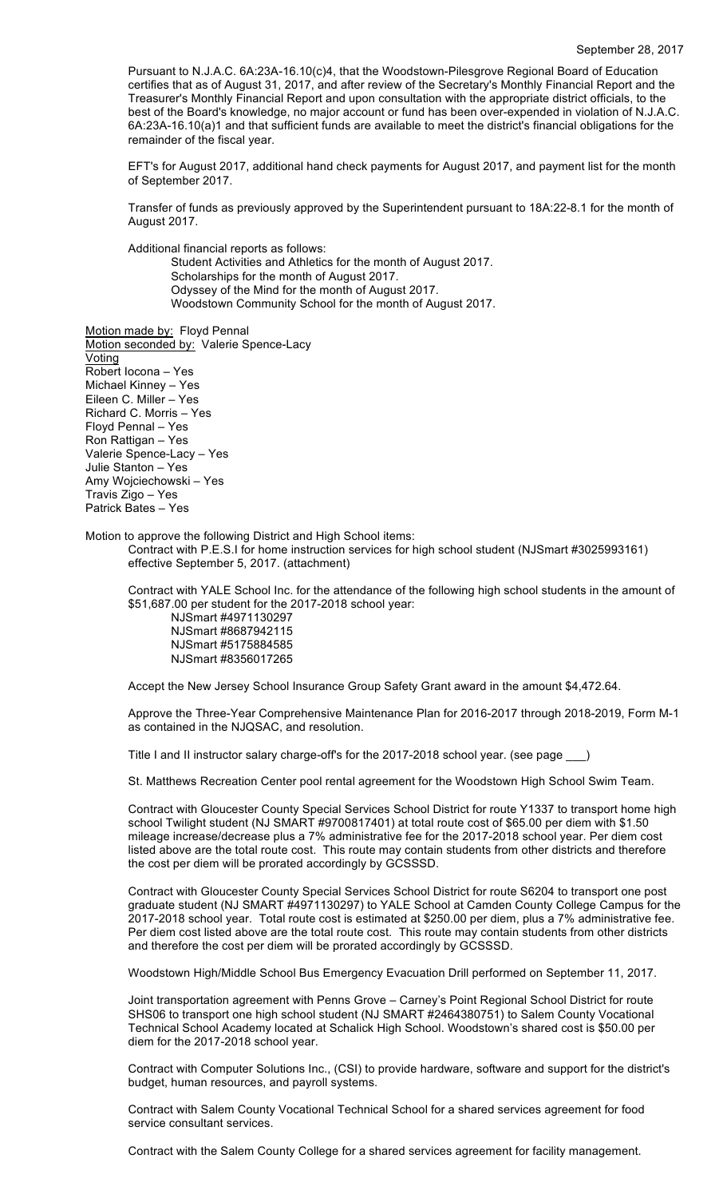Pursuant to N.J.A.C. 6A:23A-16.10(c)4, that the Woodstown-Pilesgrove Regional Board of Education certifies that as of August 31, 2017, and after review of the Secretary's Monthly Financial Report and the Treasurer's Monthly Financial Report and upon consultation with the appropriate district officials, to the best of the Board's knowledge, no major account or fund has been over-expended in violation of N.J.A.C. 6A:23A-16.10(a)1 and that sufficient funds are available to meet the district's financial obligations for the remainder of the fiscal year.

EFT's for August 2017, additional hand check payments for August 2017, and payment list for the month of September 2017.

Transfer of funds as previously approved by the Superintendent pursuant to 18A:22-8.1 for the month of August 2017.

Additional financial reports as follows:

- Student Activities and Athletics for the month of August 2017.
- Scholarships for the month of August 2017.
- Odyssey of the Mind for the month of August 2017.
- Woodstown Community School for the month of August 2017.

Motion made by: Floyd Pennal
Motion seconded by: Valerie Spence-Lacy
Voting
Robert Iocona – Yes
Michael Kinney – Yes
Eileen C. Miller – Yes
Richard C. Morris – Yes
Floyd Pennal – Yes
Ron Rattigan – Yes
Valerie Spence-Lacy – Yes
Julie Stanton – Yes
Amy Wojciechowski – Yes
Travis Zigo – Yes
Patrick Bates – Yes

Motion to approve the following District and High School items:

Contract with P.E.S.I for home instruction services for high school student (NJSmart #3025993161) effective September 5, 2017. (attachment)

Contract with YALE School Inc. for the attendance of the following high school students in the amount of $51,687.00 per student for the 2017-2018 school year:

- NJSmart #4971130297
- NJSmart #8687942115
- NJSmart #5175884585
- NJSmart #8356017265

Accept the New Jersey School Insurance Group Safety Grant award in the amount $4,472.64.

Approve the Three-Year Comprehensive Maintenance Plan for 2016-2017 through 2018-2019, Form M-1 as contained in the NJQSAC, and resolution.

Title I and II instructor salary charge-off's for the 2017-2018 school year. (see page ___)

St. Matthews Recreation Center pool rental agreement for the Woodstown High School Swim Team.

Contract with Gloucester County Special Services School District for route Y1337 to transport home high school Twilight student (NJ SMART #9700817401) at total route cost of $65.00 per diem with $1.50 mileage increase/decrease plus a 7% administrative fee for the 2017-2018 school year. Per diem cost listed above are the total route cost. This route may contain students from other districts and therefore the cost per diem will be prorated accordingly by GCSSSD.

Contract with Gloucester County Special Services School District for route S6204 to transport one post graduate student (NJ SMART #4971130297) to YALE School at Camden County College Campus for the 2017-2018 school year. Total route cost is estimated at $250.00 per diem, plus a 7% administrative fee. Per diem cost listed above are the total route cost. This route may contain students from other districts and therefore the cost per diem will be prorated accordingly by GCSSSD.

Woodstown High/Middle School Bus Emergency Evacuation Drill performed on September 11, 2017.

Joint transportation agreement with Penns Grove – Carney's Point Regional School District for route SHS06 to transport one high school student (NJ SMART #2464380751) to Salem County Vocational Technical School Academy located at Schalick High School. Woodstown's shared cost is $50.00 per diem for the 2017-2018 school year.

Contract with Computer Solutions Inc., (CSI) to provide hardware, software and support for the district's budget, human resources, and payroll systems.

Contract with Salem County Vocational Technical School for a shared services agreement for food service consultant services.

Contract with the Salem County College for a shared services agreement for facility management.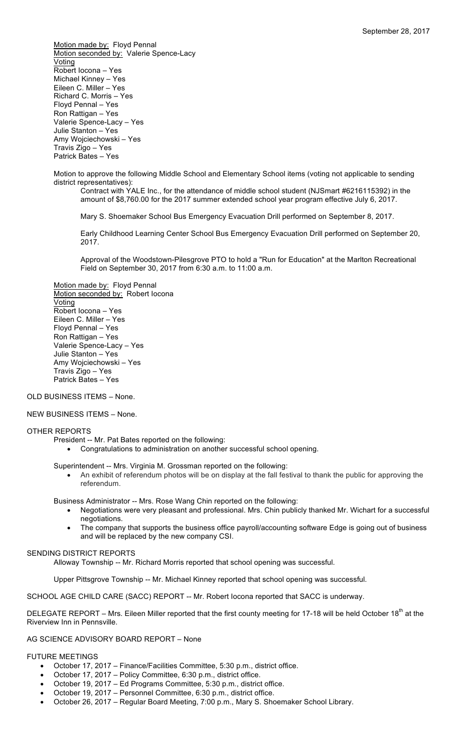Motion made by: Floyd Pennal
Motion seconded by: Valerie Spence-Lacy
Voting
Robert Iocona – Yes
Michael Kinney – Yes
Eileen C. Miller – Yes
Richard C. Morris – Yes
Floyd Pennal – Yes
Ron Rattigan – Yes
Valerie Spence-Lacy – Yes
Julie Stanton – Yes
Amy Wojciechowski – Yes
Travis Zigo – Yes
Patrick Bates – Yes

Motion to approve the following Middle School and Elementary School items (voting not applicable to sending district representatives):

Contract with YALE Inc., for the attendance of middle school student (NJSmart #6216115392) in the amount of $8,760.00 for the 2017 summer extended school year program effective July 6, 2017.

Mary S. Shoemaker School Bus Emergency Evacuation Drill performed on September 8, 2017.

Early Childhood Learning Center School Bus Emergency Evacuation Drill performed on September 20, 2017.

Approval of the Woodstown-Pilesgrove PTO to hold a "Run for Education" at the Marlton Recreational Field on September 30, 2017 from 6:30 a.m. to 11:00 a.m.

Motion made by: Floyd Pennal
Motion seconded by: Robert Iocona
Voting
Robert Iocona – Yes
Eileen C. Miller – Yes
Floyd Pennal – Yes
Ron Rattigan – Yes
Valerie Spence-Lacy – Yes
Julie Stanton – Yes
Amy Wojciechowski – Yes
Travis Zigo – Yes
Patrick Bates – Yes

OLD BUSINESS ITEMS – None.

NEW BUSINESS ITEMS – None.

OTHER REPORTS

President -- Mr. Pat Bates reported on the following:

- Congratulations to administration on another successful school opening.

Superintendent -- Mrs. Virginia M. Grossman reported on the following:

- An exhibit of referendum photos will be on display at the fall festival to thank the public for approving the referendum.

Business Administrator -- Mrs. Rose Wang Chin reported on the following:

- Negotiations were very pleasant and professional. Mrs. Chin publicly thanked Mr. Wichart for a successful negotiations.
- The company that supports the business office payroll/accounting software Edge is going out of business and will be replaced by the new company CSI.

SENDING DISTRICT REPORTS

Alloway Township -- Mr. Richard Morris reported that school opening was successful.

Upper Pittsgrove Township -- Mr. Michael Kinney reported that school opening was successful.

SCHOOL AGE CHILD CARE (SACC) REPORT -- Mr. Robert Iocona reported that SACC is underway.

DELEGATE REPORT – Mrs. Eileen Miller reported that the first county meeting for 17-18 will be held October 18th at the Riverview Inn in Pennsville.

AG SCIENCE ADVISORY BOARD REPORT – None

FUTURE MEETINGS

- October 17, 2017 – Finance/Facilities Committee, 5:30 p.m., district office.
- October 17, 2017 – Policy Committee, 6:30 p.m., district office.
- October 19, 2017 – Ed Programs Committee, 5:30 p.m., district office.
- October 19, 2017 – Personnel Committee, 6:30 p.m., district office.
- October 26, 2017 – Regular Board Meeting, 7:00 p.m., Mary S. Shoemaker School Library.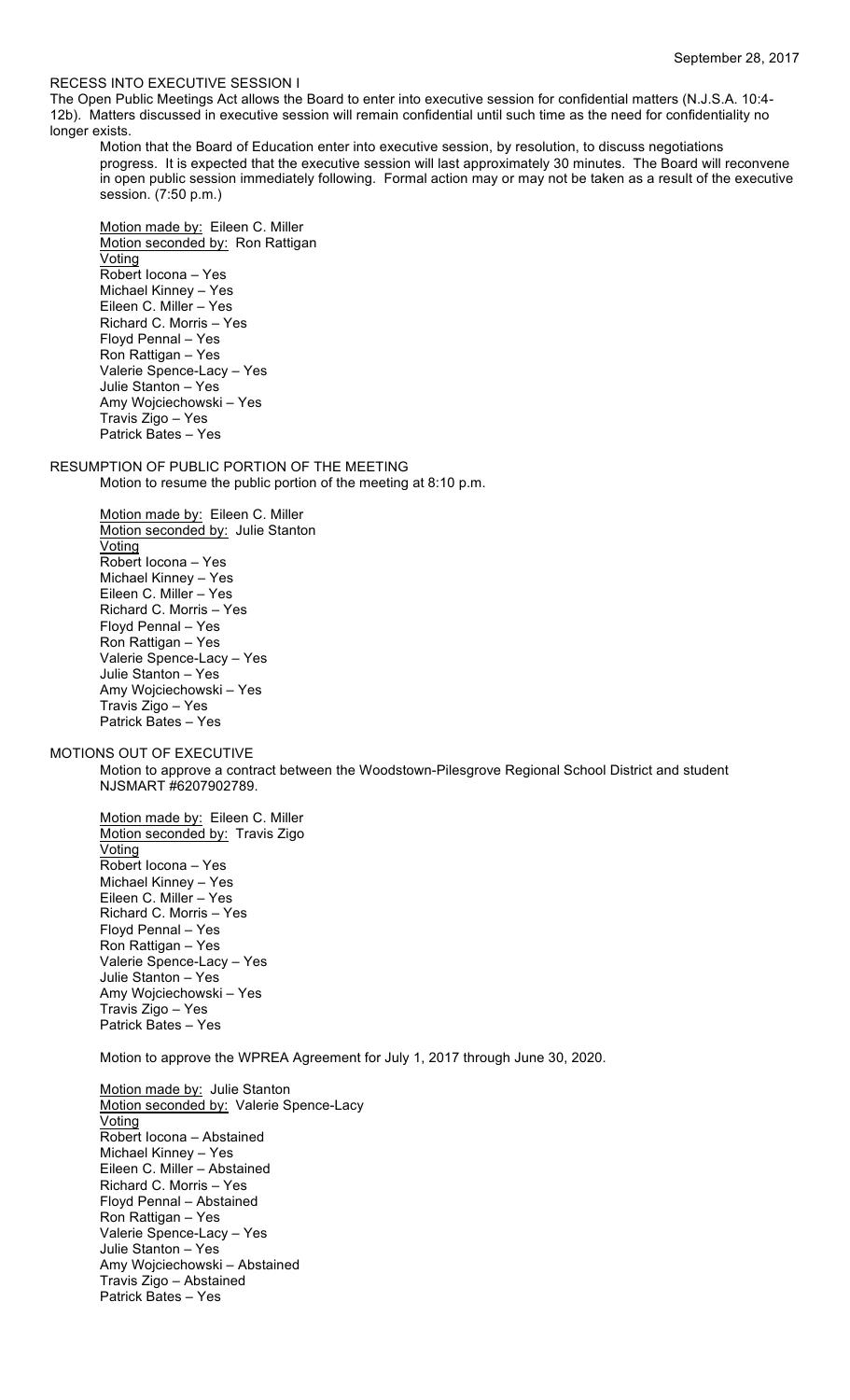September 28, 2017

RECESS INTO EXECUTIVE SESSION I

The Open Public Meetings Act allows the Board to enter into executive session for confidential matters (N.J.S.A. 10:4-12b). Matters discussed in executive session will remain confidential until such time as the need for confidentiality no longer exists.

Motion that the Board of Education enter into executive session, by resolution, to discuss negotiations progress. It is expected that the executive session will last approximately 30 minutes. The Board will reconvene in open public session immediately following. Formal action may or may not be taken as a result of the executive session. (7:50 p.m.)

Motion made by: Eileen C. Miller
Motion seconded by: Ron Rattigan
Voting
Robert Iocona – Yes
Michael Kinney – Yes
Eileen C. Miller – Yes
Richard C. Morris – Yes
Floyd Pennal – Yes
Ron Rattigan – Yes
Valerie Spence-Lacy – Yes
Julie Stanton – Yes
Amy Wojciechowski – Yes
Travis Zigo – Yes
Patrick Bates – Yes

RESUMPTION OF PUBLIC PORTION OF THE MEETING

Motion to resume the public portion of the meeting at 8:10 p.m.

Motion made by: Eileen C. Miller
Motion seconded by: Julie Stanton
Voting
Robert Iocona – Yes
Michael Kinney – Yes
Eileen C. Miller – Yes
Richard C. Morris – Yes
Floyd Pennal – Yes
Ron Rattigan – Yes
Valerie Spence-Lacy – Yes
Julie Stanton – Yes
Amy Wojciechowski – Yes
Travis Zigo – Yes
Patrick Bates – Yes

MOTIONS OUT OF EXECUTIVE

Motion to approve a contract between the Woodstown-Pilesgrove Regional School District and student NJSMART #6207902789.

Motion made by: Eileen C. Miller
Motion seconded by: Travis Zigo
Voting
Robert Iocona – Yes
Michael Kinney – Yes
Eileen C. Miller – Yes
Richard C. Morris – Yes
Floyd Pennal – Yes
Ron Rattigan – Yes
Valerie Spence-Lacy – Yes
Julie Stanton – Yes
Amy Wojciechowski – Yes
Travis Zigo – Yes
Patrick Bates – Yes

Motion to approve the WPREA Agreement for July 1, 2017 through June 30, 2020.

Motion made by: Julie Stanton
Motion seconded by: Valerie Spence-Lacy
Voting
Robert Iocona – Abstained
Michael Kinney – Yes
Eileen C. Miller – Abstained
Richard C. Morris – Yes
Floyd Pennal – Abstained
Ron Rattigan – Yes
Valerie Spence-Lacy – Yes
Julie Stanton – Yes
Amy Wojciechowski – Abstained
Travis Zigo – Abstained
Patrick Bates – Yes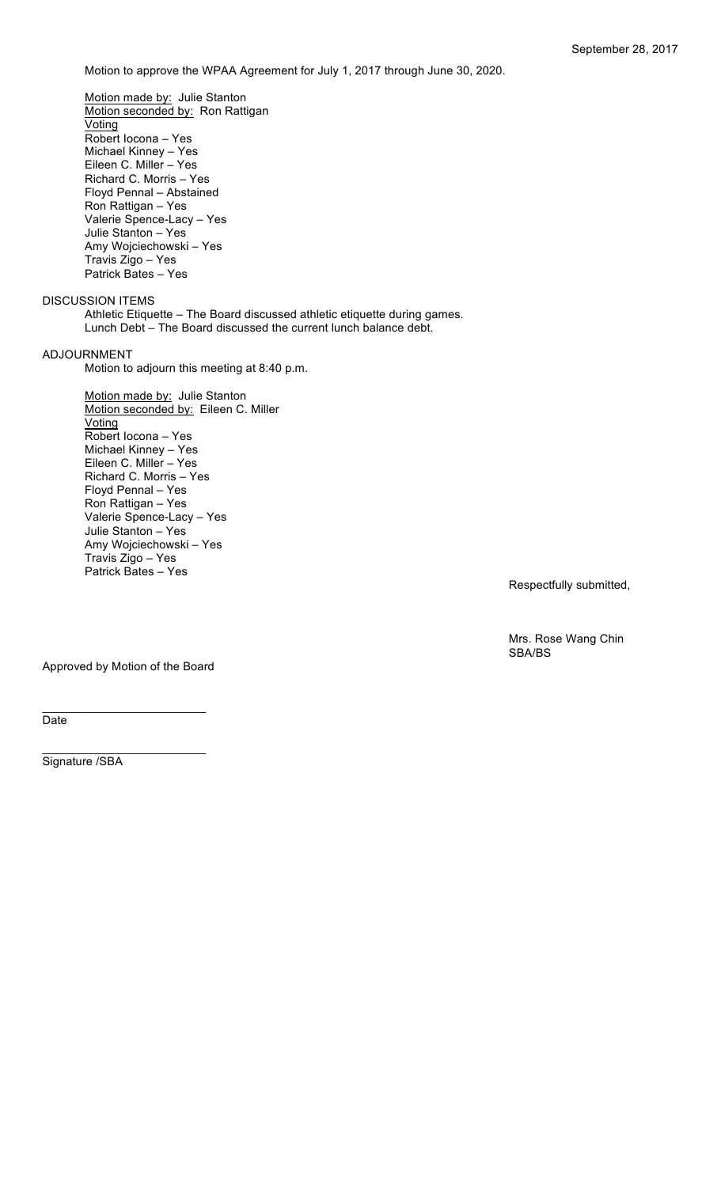September 28, 2017

Motion to approve the WPAA Agreement for July 1, 2017 through June 30, 2020.

Motion made by: Julie Stanton
Motion seconded by: Ron Rattigan
Voting
Robert Iocona – Yes
Michael Kinney – Yes
Eileen C. Miller – Yes
Richard C. Morris – Yes
Floyd Pennal – Abstained
Ron Rattigan – Yes
Valerie Spence-Lacy – Yes
Julie Stanton – Yes
Amy Wojciechowski – Yes
Travis Zigo – Yes
Patrick Bates – Yes

DISCUSSION ITEMS

Athletic Etiquette – The Board discussed athletic etiquette during games.
Lunch Debt – The Board discussed the current lunch balance debt.

ADJOURNMENT

Motion to adjourn this meeting at 8:40 p.m.

Motion made by: Julie Stanton
Motion seconded by: Eileen C. Miller
Voting
Robert Iocona – Yes
Michael Kinney – Yes
Eileen C. Miller – Yes
Richard C. Morris – Yes
Floyd Pennal – Yes
Ron Rattigan – Yes
Valerie Spence-Lacy – Yes
Julie Stanton – Yes
Amy Wojciechowski – Yes
Travis Zigo – Yes
Patrick Bates – Yes

Respectfully submitted,

Mrs. Rose Wang Chin
SBA/BS

Approved by Motion of the Board

\_\_\_\_\_\_\_\_\_\_\_\_\_\_\_\_\_\_\_\_\_\_\_\_\_
Date

\_\_\_\_\_\_\_\_\_\_\_\_\_\_\_\_\_\_\_\_\_\_\_\_\_
Signature /SBA